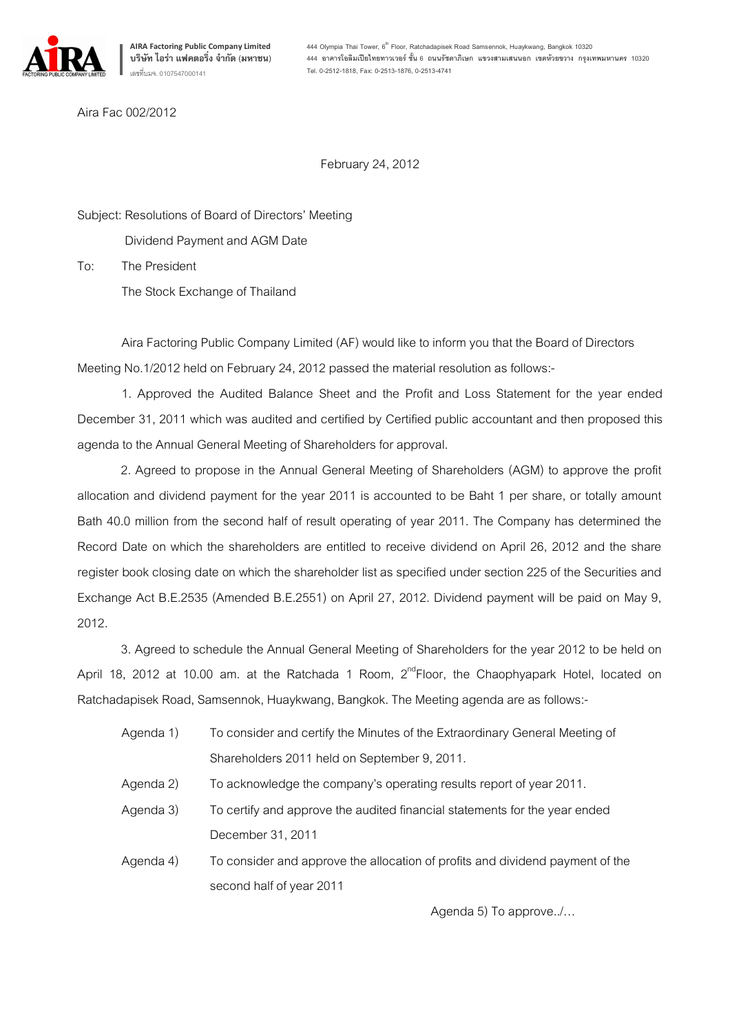AIRA Factoring Public Company Limited
บริษัท ไอร่า แฟคตอริ่ง จำกัด (มหาชน)
เลขที่บมจ. 0107547000141

444 Olympia Thai Tower, 6th Floor, Ratchadapisek Road Samsennok, Huaykwang, Bangkok 10320
444 อาคารโอลิมเปียไทยทาวเวอร์ ชั้น 6 ถนนรัชดาภิเษก แขวงสามเสนนอก เขตห้วยขวาง กรุงเทพมหานคร 10320
Tel. 0-2512-1818, Fax: 0-2513-1876, 0-2513-4741

Aira Fac 002/2012

February 24, 2012

Subject: Resolutions of Board of Directors' Meeting
Dividend Payment and AGM Date

To: The President
The Stock Exchange of Thailand

Aira Factoring Public Company Limited (AF) would like to inform you that the Board of Directors Meeting No.1/2012 held on February 24, 2012 passed the material resolution as follows:-

1. Approved the Audited Balance Sheet and the Profit and Loss Statement for the year ended December 31, 2011 which was audited and certified by Certified public accountant and then proposed this agenda to the Annual General Meeting of Shareholders for approval.

2. Agreed to propose in the Annual General Meeting of Shareholders (AGM) to approve the profit allocation and dividend payment for the year 2011 is accounted to be Baht 1 per share, or totally amount Bath 40.0 million from the second half of result operating of year 2011. The Company has determined the Record Date on which the shareholders are entitled to receive dividend on April 26, 2012 and the share register book closing date on which the shareholder list as specified under section 225 of the Securities and Exchange Act B.E.2535 (Amended B.E.2551) on April 27, 2012. Dividend payment will be paid on May 9, 2012.

3. Agreed to schedule the Annual General Meeting of Shareholders for the year 2012 to be held on April 18, 2012 at 10.00 am. at the Ratchada 1 Room, 2nd Floor, the Chaophyapark Hotel, located on Ratchadapisek Road, Samsennok, Huaykwang, Bangkok. The Meeting agenda are as follows:-

Agenda 1) To consider and certify the Minutes of the Extraordinary General Meeting of Shareholders 2011 held on September 9, 2011.

Agenda 2) To acknowledge the company's operating results report of year 2011.

Agenda 3) To certify and approve the audited financial statements for the year ended December 31, 2011

Agenda 4) To consider and approve the allocation of profits and dividend payment of the second half of year 2011

Agenda 5) To approve../…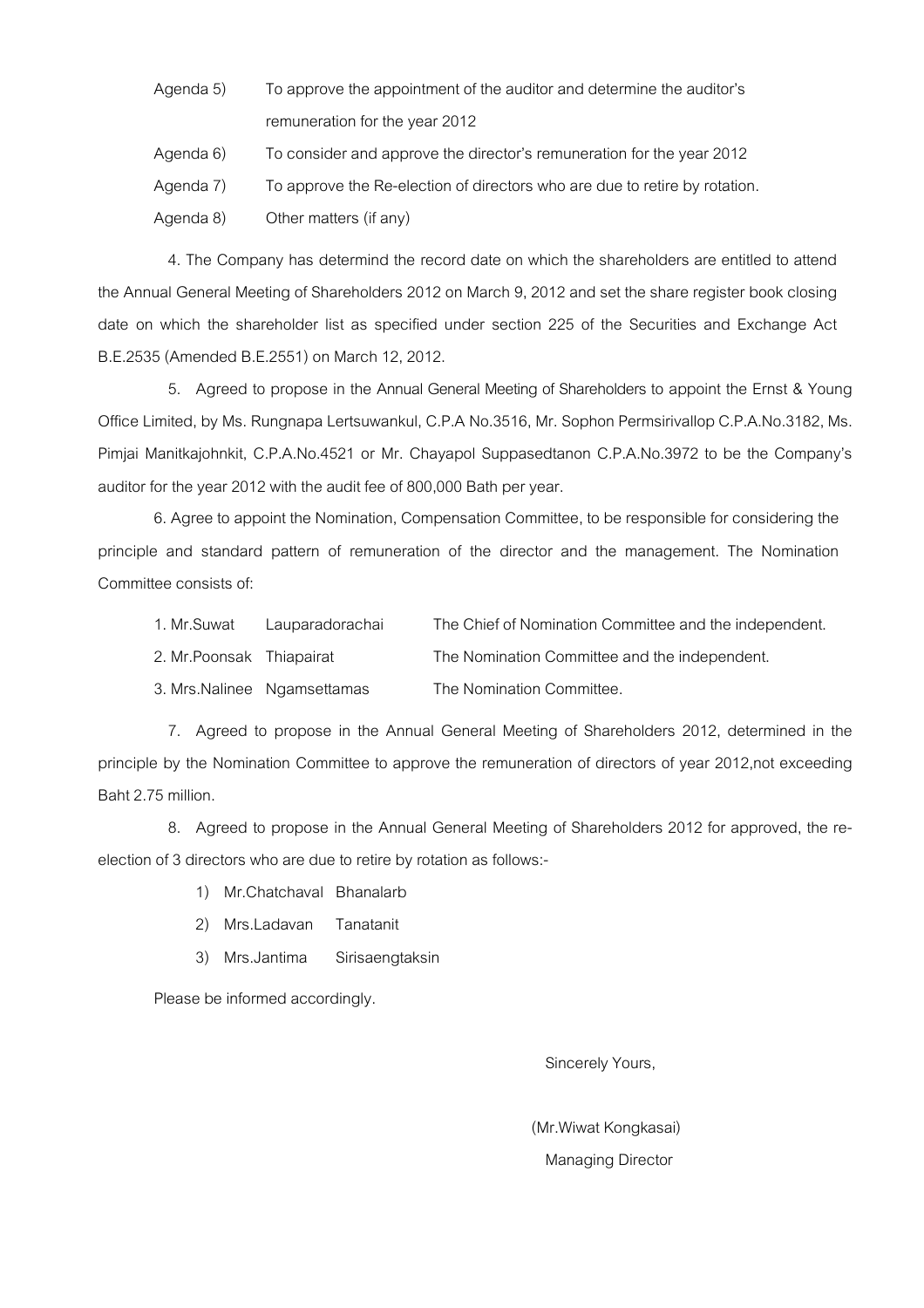Agenda 5) To approve the appointment of the auditor and determine the auditor's remuneration for the year 2012

Agenda 6) To consider and approve the director's remuneration for the year 2012

Agenda 7) To approve the Re-election of directors who are due to retire by rotation.

Agenda 8) Other matters (if any)

4. The Company has determind the record date on which the shareholders are entitled to attend the Annual General Meeting of Shareholders 2012 on March 9, 2012 and set the share register book closing date on which the shareholder list as specified under section 225 of the Securities and Exchange Act B.E.2535 (Amended B.E.2551) on March 12, 2012.

5. Agreed to propose in the Annual General Meeting of Shareholders to appoint the Ernst & Young Office Limited, by Ms. Rungnapa Lertsuwankul, C.P.A No.3516, Mr. Sophon Permsirivallop C.P.A.No.3182, Ms. Pimjai Manitkajohnkit, C.P.A.No.4521 or Mr. Chayapol Suppasedtanon C.P.A.No.3972 to be the Company's auditor for the year 2012 with the audit fee of 800,000 Bath per year.

6. Agree to appoint the Nomination, Compensation Committee, to be responsible for considering the principle and standard pattern of remuneration of the director and the management. The Nomination Committee consists of:

| | | |
|---|---|---|
| 1. Mr.Suwat | Lauparadorachai | The Chief of Nomination Committee and the independent. |
| 2. Mr.Poonsak | Thiapairat | The Nomination Committee and the independent. |
| 3. Mrs.Nalinee | Ngamsettamas | The Nomination Committee. |

7. Agreed to propose in the Annual General Meeting of Shareholders 2012, determined in the principle by the Nomination Committee to approve the remuneration of directors of year 2012,not exceeding Baht 2.75 million.

8. Agreed to propose in the Annual General Meeting of Shareholders 2012 for approved, the re-election of 3 directors who are due to retire by rotation as follows:-

1) Mr.Chatchaval Bhanalarb
2) Mrs.Ladavan Tanatanit
3) Mrs.Jantima Sirisaengtaksin

Please be informed accordingly.

Sincerely Yours,

(Mr.Wiwat Kongkasai)

Managing Director